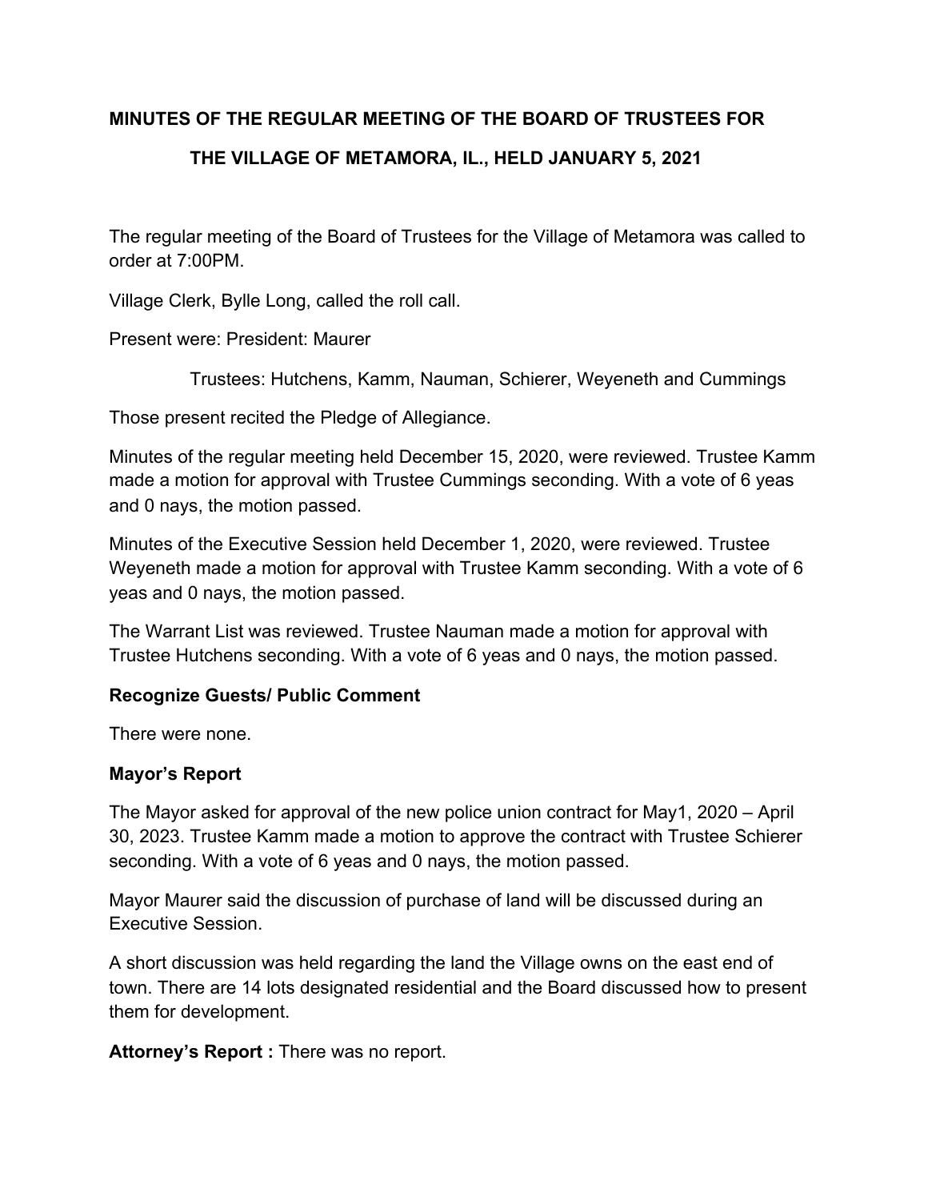**MINUTES OF THE REGULAR MEETING OF THE BOARD OF TRUSTEES FOR THE VILLAGE OF METAMORA, IL., HELD JANUARY 5, 2021**

The regular meeting of the Board of Trustees for the Village of Metamora was called to order at 7:00PM.

Village Clerk, Bylle Long, called the roll call.

Present were: President: Maurer

Trustees: Hutchens, Kamm, Nauman, Schierer, Weyeneth and Cummings

Those present recited the Pledge of Allegiance.

Minutes of the regular meeting held December 15, 2020, were reviewed. Trustee Kamm made a motion for approval with Trustee Cummings seconding. With a vote of 6 yeas and 0 nays, the motion passed.

Minutes of the Executive Session held December 1, 2020, were reviewed. Trustee Weyeneth made a motion for approval with Trustee Kamm seconding. With a vote of 6 yeas and 0 nays, the motion passed.

The Warrant List was reviewed. Trustee Nauman made a motion for approval with Trustee Hutchens seconding. With a vote of 6 yeas and 0 nays, the motion passed.

**Recognize Guests/ Public Comment**

There were none.

**Mayor's Report**

The Mayor asked for approval of the new police union contract for May1, 2020 – April 30, 2023. Trustee Kamm made a motion to approve the contract with Trustee Schierer seconding. With a vote of 6 yeas and 0 nays, the motion passed.

Mayor Maurer said the discussion of purchase of land will be discussed during an Executive Session.

A short discussion was held regarding the land the Village owns on the east end of town. There are 14 lots designated residential and the Board discussed how to present them for development.

**Attorney's Report :** There was no report.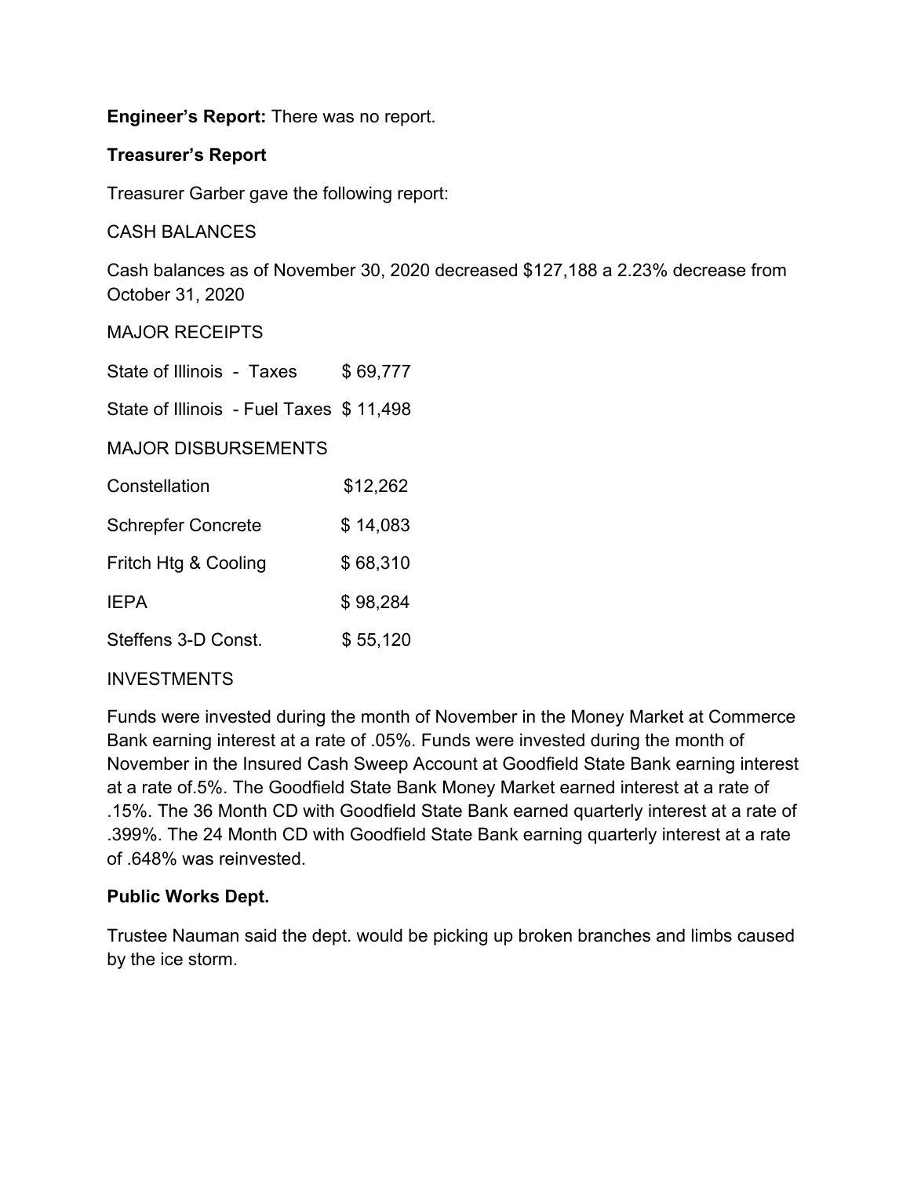**Engineer's Report:** There was no report.

**Treasurer's Report**

Treasurer Garber gave the following report:

CASH BALANCES

Cash balances as of November 30, 2020 decreased $127,188 a 2.23% decrease from October 31, 2020

MAJOR RECEIPTS

| | |
|---|---|
| State of Illinois - Taxes | $ 69,777 |
| State of Illinois - Fuel Taxes | $ 11,498 |

MAJOR DISBURSEMENTS

| | |
|---|---|
| Constellation | $12,262 |
| Schrepfer Concrete | $ 14,083 |
| Fritch Htg & Cooling | $ 68,310 |
| IEPA | $ 98,284 |
| Steffens 3-D Const. | $ 55,120 |

INVESTMENTS

Funds were invested during the month of November in the Money Market at Commerce Bank earning interest at a rate of .05%. Funds were invested during the month of November in the Insured Cash Sweep Account at Goodfield State Bank earning interest at a rate of.5%. The Goodfield State Bank Money Market earned interest at a rate of .15%. The 36 Month CD with Goodfield State Bank earned quarterly interest at a rate of .399%. The 24 Month CD with Goodfield State Bank earning quarterly interest at a rate of .648% was reinvested.

**Public Works Dept.**

Trustee Nauman said the dept. would be picking up broken branches and limbs caused by the ice storm.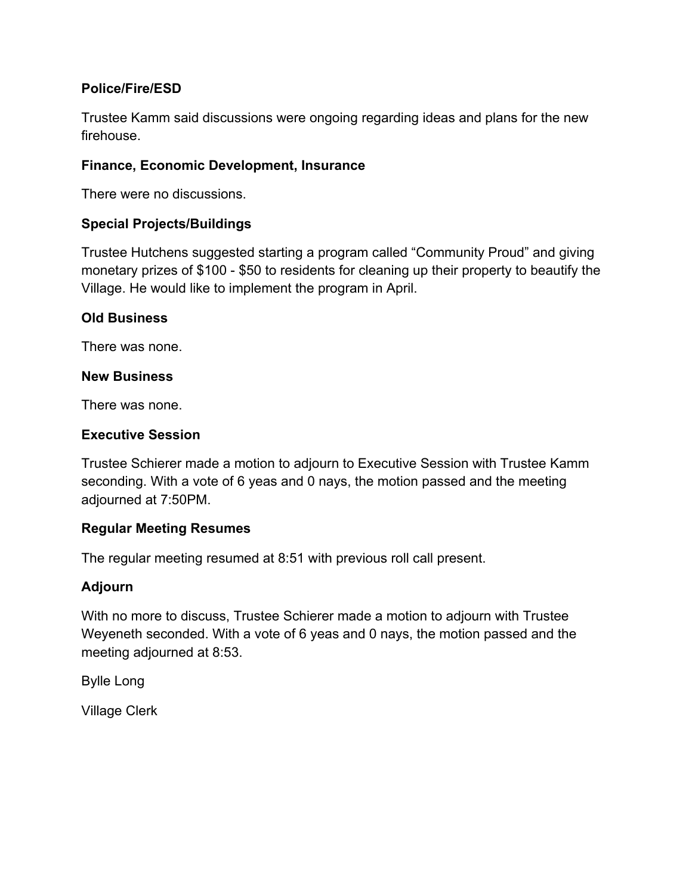**Police/Fire/ESD**

Trustee Kamm said discussions were ongoing regarding ideas and plans for the new firehouse.

**Finance, Economic Development, Insurance**

There were no discussions.

**Special Projects/Buildings**

Trustee Hutchens suggested starting a program called "Community Proud" and giving monetary prizes of $100 - $50 to residents for cleaning up their property to beautify the Village. He would like to implement the program in April.

**Old Business**

There was none.

**New Business**

There was none.

**Executive Session**

Trustee Schierer made a motion to adjourn to Executive Session with Trustee Kamm seconding. With a vote of 6 yeas and 0 nays, the motion passed and the meeting adjourned at 7:50PM.

**Regular Meeting Resumes**

The regular meeting resumed at 8:51 with previous roll call present.

**Adjourn**

With no more to discuss, Trustee Schierer made a motion to adjourn with Trustee Weyeneth seconded. With a vote of 6 yeas and 0 nays, the motion passed and the meeting adjourned at 8:53.

Bylle Long

Village Clerk